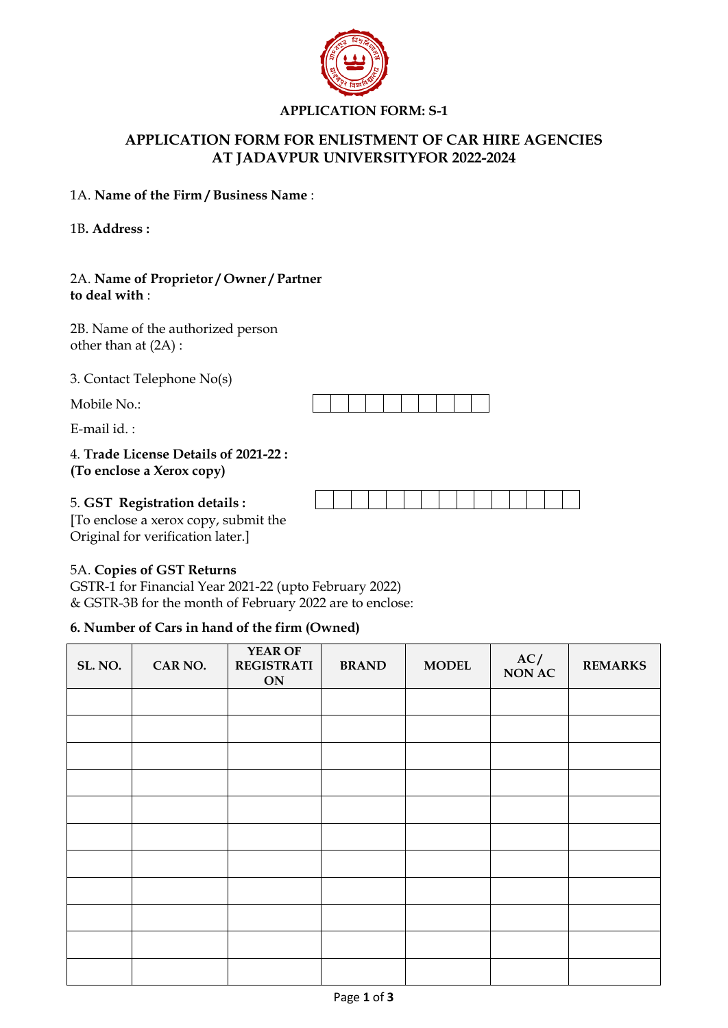**APPLICATION FORM: S-1**

## APPLICATION FORM FOR ENLISTMENT OF CAR HIRE AGENCIES AT JADAVPUR UNIVERSITYFOR 2022-2024

1A. **Name of the Firm / Business Name** :

1B**. Address :**

2A. **Name of Proprietor / Owner / Partner to deal with** :

2B. Name of the authorized person other than at (2A) :

3. Contact Telephone No(s)

Mobile No.:

E-mail id. :

4. **Trade License Details of 2021-22 : (To enclose a Xerox copy)**

5. **GST Registration details :**
[To enclose a xerox copy, submit the Original for verification later.]

5A. **Copies of GST Returns**
GSTR-1 for Financial Year 2021-22 (upto February 2022)
& GSTR-3B for the month of February 2022 are to enclose:

**6. Number of Cars in hand of the firm (Owned)**

| SL. NO. | CAR NO. | YEAR OF REGISTRATION | BRAND | MODEL | AC / NON AC | REMARKS |
|---|---|---|---|---|---|---|
| | | | | | | |
| | | | | | | |
| | | | | | | |
| | | | | | | |
| | | | | | | |
| | | | | | | |
| | | | | | | |
| | | | | | | |
| | | | | | | |
| | | | | | | |
| | | | | | | |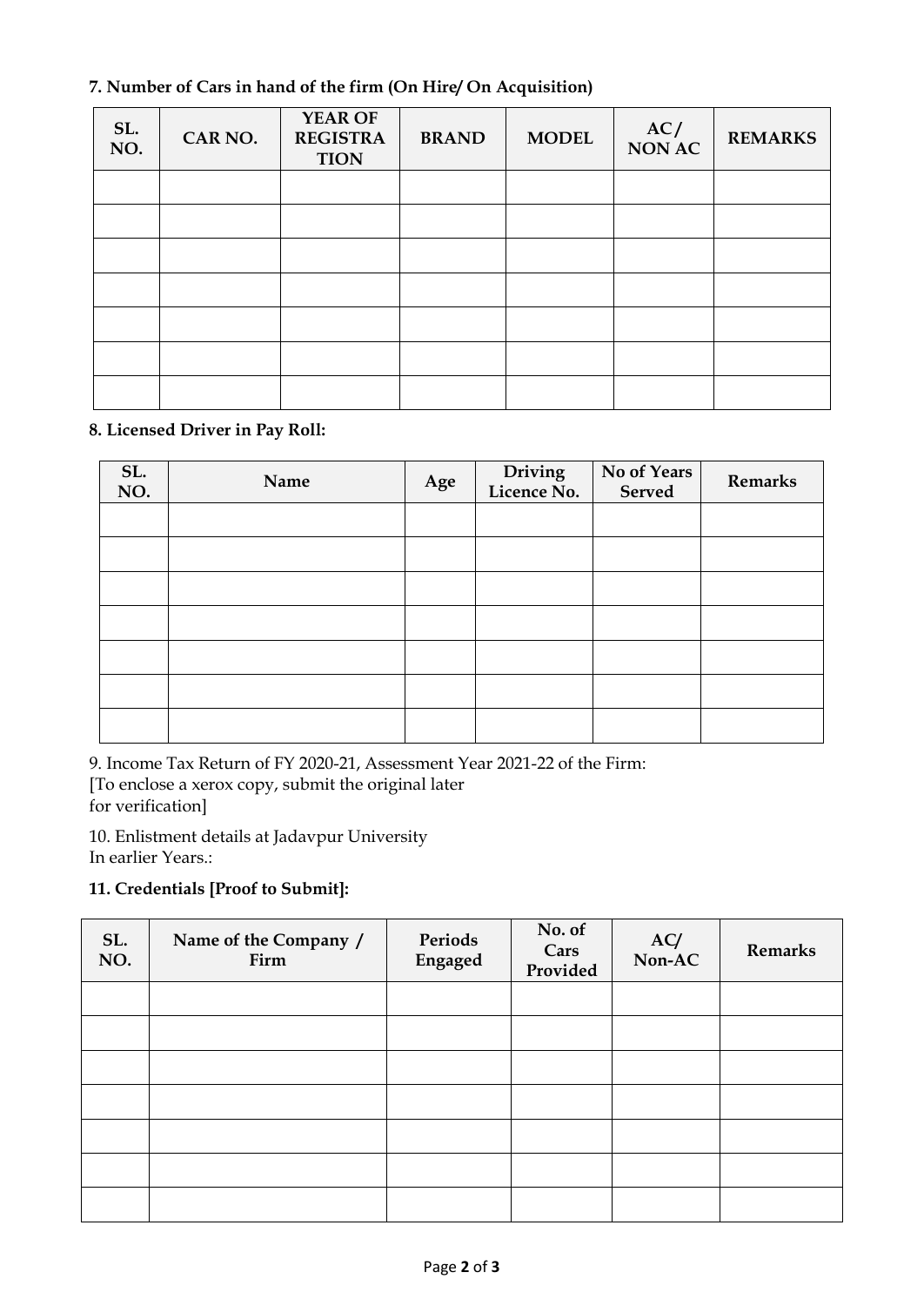**7. Number of Cars in hand of the firm (On Hire/ On Acquisition)**

| SL. NO. | CAR NO. | YEAR OF REGISTRATION | BRAND | MODEL | AC / NON AC | REMARKS |
|---|---|---|---|---|---|---|
| | | | | | | |
| | | | | | | |
| | | | | | | |
| | | | | | | |
| | | | | | | |
| | | | | | | |
| | | | | | | |

**8. Licensed Driver in Pay Roll:**

| SL. NO. | Name | Age | Driving Licence No. | No of Years Served | Remarks |
|---|---|---|---|---|---|
| | | | | | |
| | | | | | |
| | | | | | |
| | | | | | |
| | | | | | |
| | | | | | |
| | | | | | |

9. Income Tax Return of FY 2020-21, Assessment Year 2021-22 of the Firm:
[To enclose a xerox copy, submit the original later
for verification]

10. Enlistment details at Jadavpur University
In earlier Years.:

**11. Credentials [Proof to Submit]:**

| SL. NO. | Name of the Company / Firm | Periods Engaged | No. of Cars Provided | AC/ Non-AC | Remarks |
|---|---|---|---|---|---|
| | | | | | |
| | | | | | |
| | | | | | |
| | | | | | |
| | | | | | |
| | | | | | |
| | | | | | |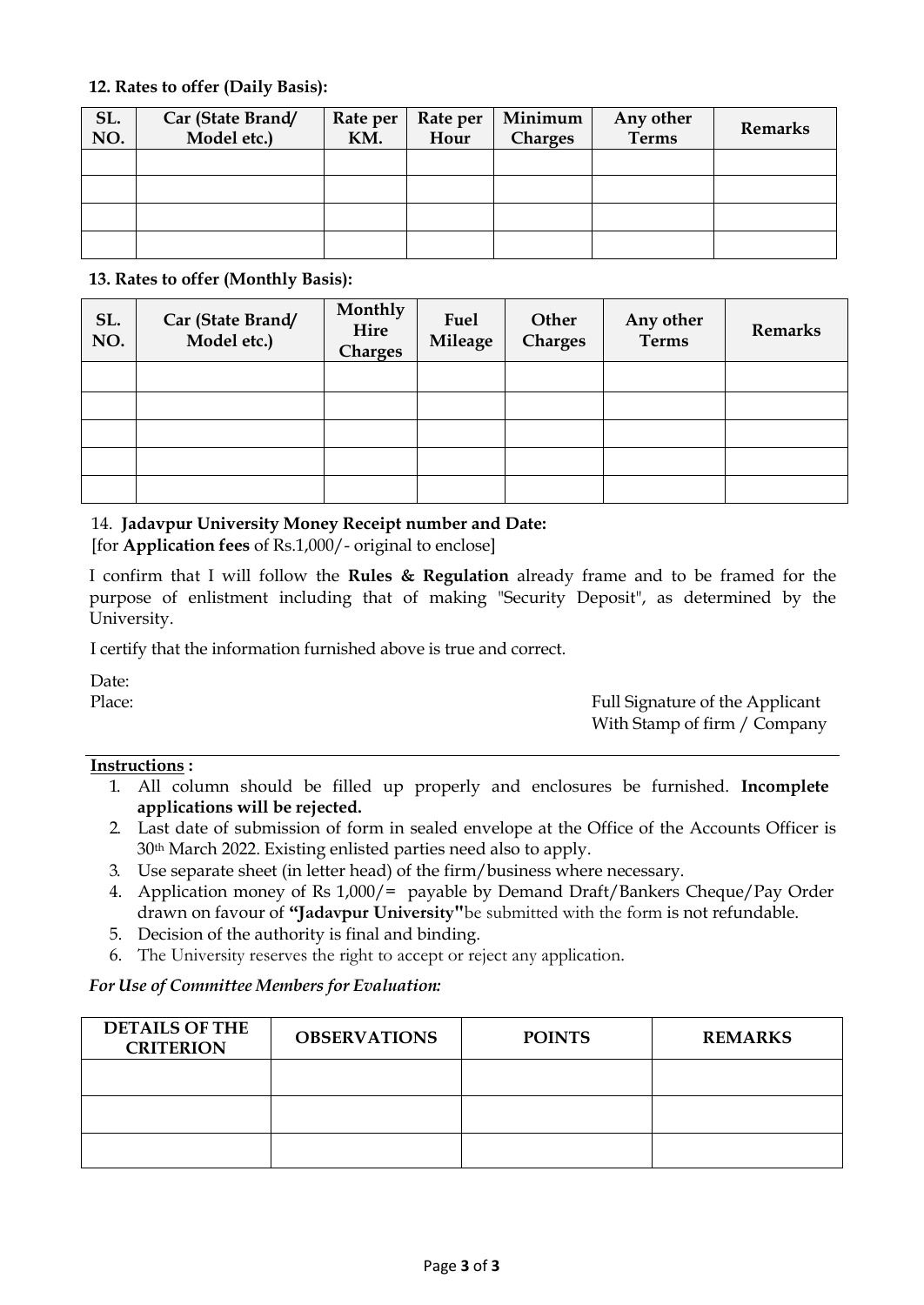**12. Rates to offer (Daily Basis):**

| SL. NO. | Car (State Brand/ Model etc.) | Rate per KM. | Rate per Hour | Minimum Charges | Any other Terms | Remarks |
|---|---|---|---|---|---|---|
| | | | | | | |
| | | | | | | |
| | | | | | | |
| | | | | | | |

**13. Rates to offer (Monthly Basis):**

| SL. NO. | Car (State Brand/ Model etc.) | Monthly Hire Charges | Fuel Mileage | Other Charges | Any other Terms | Remarks |
|---|---|---|---|---|---|---|
| | | | | | | |
| | | | | | | |
| | | | | | | |
| | | | | | | |
| | | | | | | |

14. **Jadavpur University Money Receipt number and Date:**
[for **Application fees** of Rs.1,000/- original to enclose]

I confirm that I will follow the **Rules & Regulation** already frame and to be framed for the purpose of enlistment including that of making "Security Deposit", as determined by the University.

I certify that the information furnished above is true and correct.

Date:
Place:

Full Signature of the Applicant
With Stamp of firm / Company

**Instructions :**

1. All column should be filled up properly and enclosures be furnished. **Incomplete applications will be rejected.**
2. Last date of submission of form in sealed envelope at the Office of the Accounts Officer is 30th March 2022. Existing enlisted parties need also to apply.
3. Use separate sheet (in letter head) of the firm/business where necessary.
4. Application money of Rs 1,000/= payable by Demand Draft/Bankers Cheque/Pay Order drawn on favour of **"Jadavpur University"** be submitted with the form is not refundable.
5. Decision of the authority is final and binding.
6. The University reserves the right to accept or reject any application.

***For Use of Committee Members for Evaluation:***

| DETAILS OF THE CRITERION | OBSERVATIONS | POINTS | REMARKS |
|---|---|---|---|
| | | | |
| | | | |
| | | | |